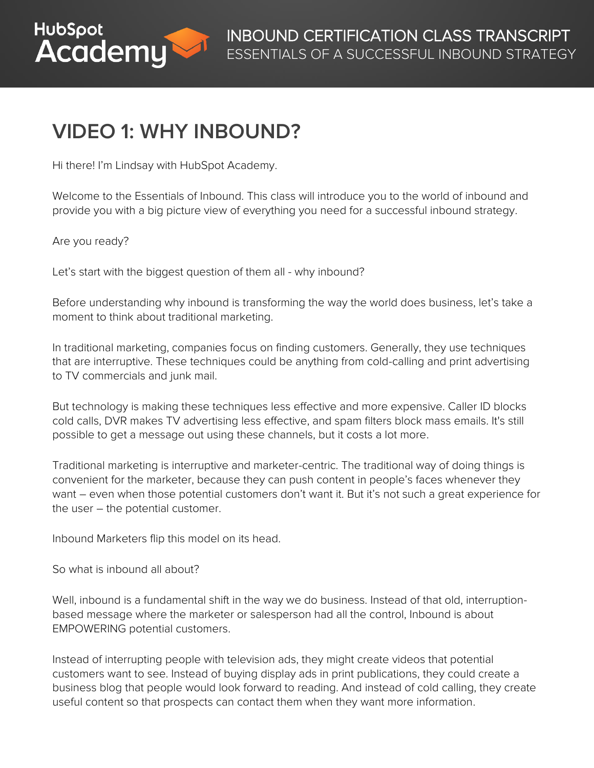# VIDEO 1: WHY INBOUND?

Hi there! I'm Lindsay with HubSpot Academy.

Welcome to the Essentials of Inbound. This class will introduce you to the world of inbound and provide you with a big picture view of everything you need for a successful inbound strategy.

Are you ready?

Let's start with the biggest question of them all - why inbound?

Before understanding why inbound is transforming the way the world does business, let's take a moment to think about traditional marketing.

In traditional marketing, companies focus on finding customers. Generally, they use techniques that are interruptive. These techniques could be anything from cold-calling and print advertising to TV commercials and junk mail.

But technology is making these techniques less effective and more expensive. Caller ID blocks cold calls, DVR makes TV advertising less effective, and spam filters block mass emails. It's still possible to get a message out using these channels, but it costs a lot more.

Traditional marketing is interruptive and marketer-centric. The traditional way of doing things is convenient for the marketer, because they can push content in people's faces whenever they want – even when those potential customers don't want it. But it's not such a great experience for the user – the potential customer.

Inbound Marketers flip this model on its head.

So what is inbound all about?

Well, inbound is a fundamental shift in the way we do business. Instead of that old, interruption-based message where the marketer or salesperson had all the control, Inbound is about EMPOWERING potential customers.

Instead of interrupting people with television ads, they might create videos that potential customers want to see. Instead of buying display ads in print publications, they could create a business blog that people would look forward to reading. And instead of cold calling, they create useful content so that prospects can contact them when they want more information.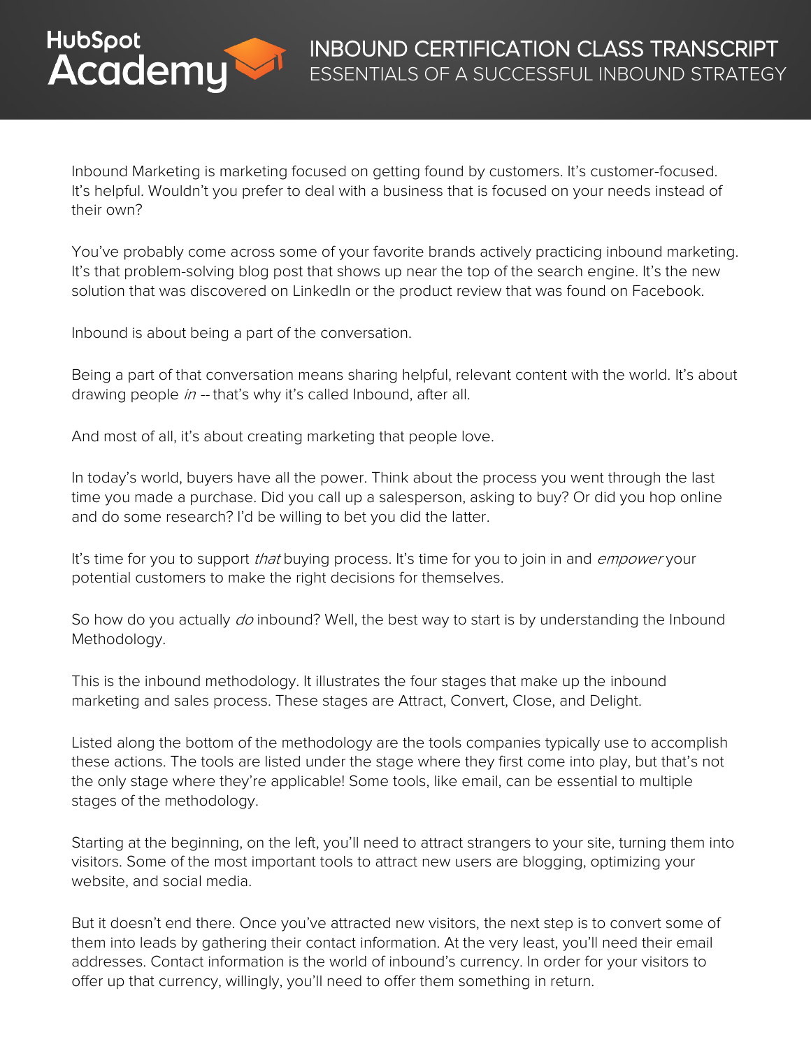Inbound Marketing is marketing focused on getting found by customers. It's customer-focused. It's helpful. Wouldn't you prefer to deal with a business that is focused on your needs instead of their own?

You've probably come across some of your favorite brands actively practicing inbound marketing. It's that problem-solving blog post that shows up near the top of the search engine. It's the new solution that was discovered on LinkedIn or the product review that was found on Facebook.

Inbound is about being a part of the conversation.

Being a part of that conversation means sharing helpful, relevant content with the world. It's about drawing people *in* -- that's why it's called Inbound, after all.

And most of all, it's about creating marketing that people love.

In today's world, buyers have all the power. Think about the process you went through the last time you made a purchase. Did you call up a salesperson, asking to buy? Or did you hop online and do some research? I'd be willing to bet you did the latter.

It's time for you to support *that* buying process. It's time for you to join in and *empower* your potential customers to make the right decisions for themselves.

So how do you actually *do* inbound? Well, the best way to start is by understanding the Inbound Methodology.

This is the inbound methodology. It illustrates the four stages that make up the inbound marketing and sales process. These stages are Attract, Convert, Close, and Delight.

Listed along the bottom of the methodology are the tools companies typically use to accomplish these actions. The tools are listed under the stage where they first come into play, but that's not the only stage where they're applicable! Some tools, like email, can be essential to multiple stages of the methodology.

Starting at the beginning, on the left, you'll need to attract strangers to your site, turning them into visitors. Some of the most important tools to attract new users are blogging, optimizing your website, and social media.

But it doesn't end there. Once you've attracted new visitors, the next step is to convert some of them into leads by gathering their contact information. At the very least, you'll need their email addresses. Contact information is the world of inbound's currency. In order for your visitors to offer up that currency, willingly, you'll need to offer them something in return.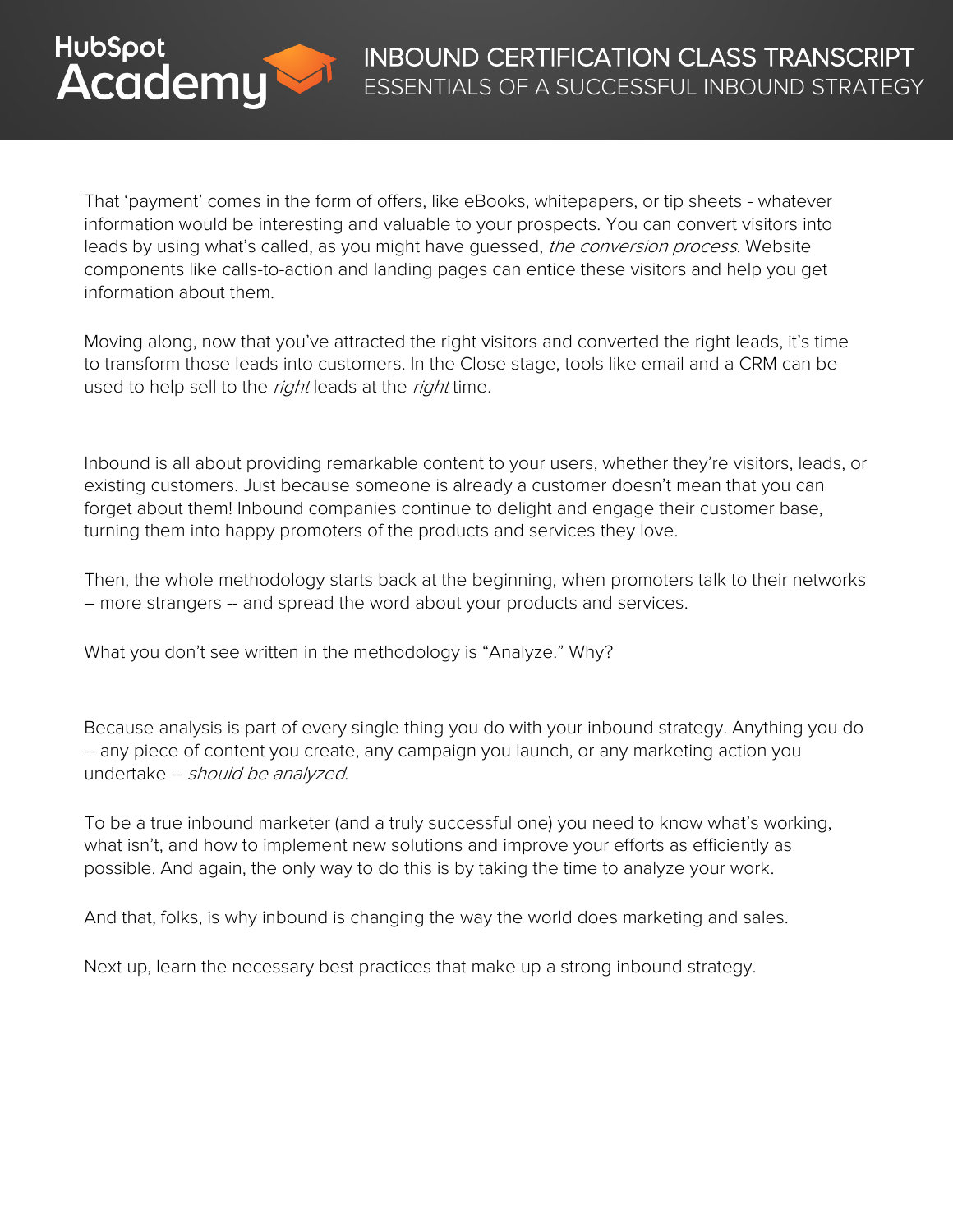That 'payment' comes in the form of offers, like eBooks, whitepapers, or tip sheets - whatever information would be interesting and valuable to your prospects. You can convert visitors into leads by using what's called, as you might have guessed, *the conversion process*. Website components like calls-to-action and landing pages can entice these visitors and help you get information about them.

Moving along, now that you've attracted the right visitors and converted the right leads, it's time to transform those leads into customers. In the Close stage, tools like email and a CRM can be used to help sell to the *right* leads at the *right* time.

Inbound is all about providing remarkable content to your users, whether they're visitors, leads, or existing customers. Just because someone is already a customer doesn't mean that you can forget about them! Inbound companies continue to delight and engage their customer base, turning them into happy promoters of the products and services they love.

Then, the whole methodology starts back at the beginning, when promoters talk to their networks – more strangers -- and spread the word about your products and services.

What you don't see written in the methodology is "Analyze." Why?

Because analysis is part of every single thing you do with your inbound strategy. Anything you do -- any piece of content you create, any campaign you launch, or any marketing action you undertake -- *should be analyzed*.

To be a true inbound marketer (and a truly successful one) you need to know what's working, what isn't, and how to implement new solutions and improve your efforts as efficiently as possible. And again, the only way to do this is by taking the time to analyze your work.

And that, folks, is why inbound is changing the way the world does marketing and sales.

Next up, learn the necessary best practices that make up a strong inbound strategy.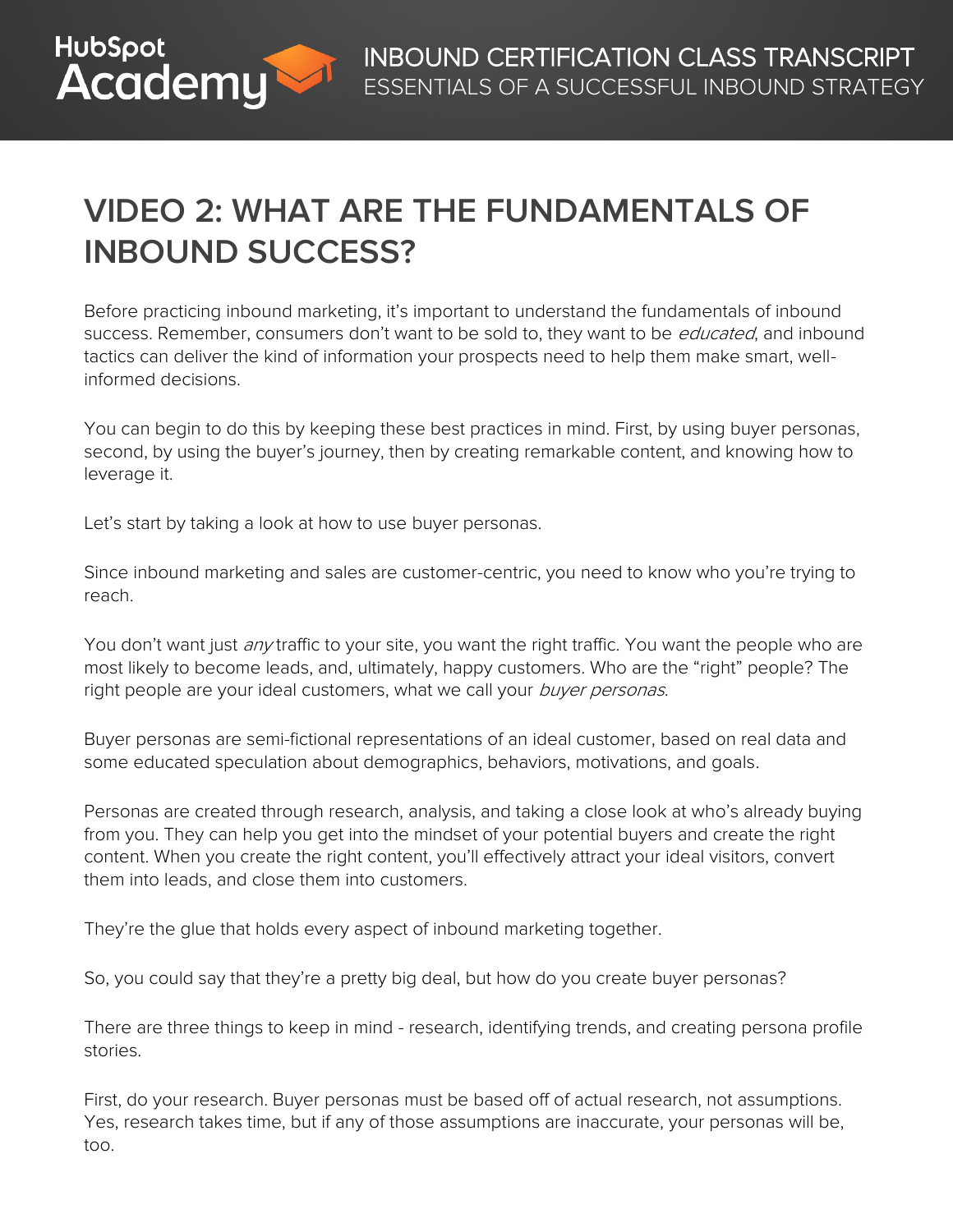# VIDEO 2: WHAT ARE THE FUNDAMENTALS OF INBOUND SUCCESS?

Before practicing inbound marketing, it's important to understand the fundamentals of inbound success. Remember, consumers don't want to be sold to, they want to be *educated*, and inbound tactics can deliver the kind of information your prospects need to help them make smart, well-informed decisions.

You can begin to do this by keeping these best practices in mind. First, by using buyer personas, second, by using the buyer's journey, then by creating remarkable content, and knowing how to leverage it.

Let's start by taking a look at how to use buyer personas.

Since inbound marketing and sales are customer-centric, you need to know who you're trying to reach.

You don't want just *any* traffic to your site, you want the right traffic. You want the people who are most likely to become leads, and, ultimately, happy customers. Who are the "right" people? The right people are your ideal customers, what we call your *buyer personas*.

Buyer personas are semi-fictional representations of an ideal customer, based on real data and some educated speculation about demographics, behaviors, motivations, and goals.

Personas are created through research, analysis, and taking a close look at who's already buying from you. They can help you get into the mindset of your potential buyers and create the right content. When you create the right content, you'll effectively attract your ideal visitors, convert them into leads, and close them into customers.

They're the glue that holds every aspect of inbound marketing together.

So, you could say that they're a pretty big deal, but how do you create buyer personas?

There are three things to keep in mind - research, identifying trends, and creating persona profile stories.

First, do your research. Buyer personas must be based off of actual research, not assumptions. Yes, research takes time, but if any of those assumptions are inaccurate, your personas will be, too.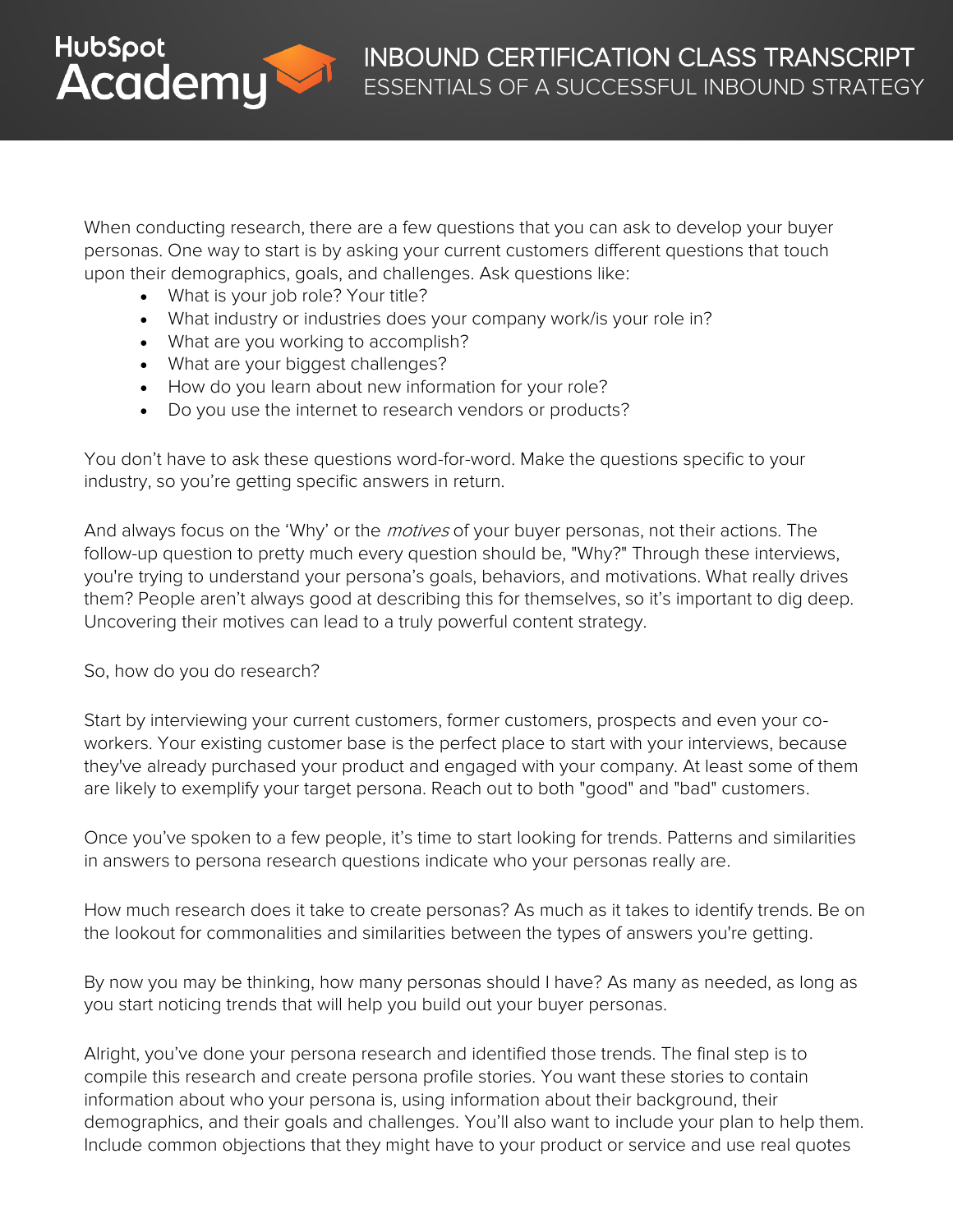When conducting research, there are a few questions that you can ask to develop your buyer personas. One way to start is by asking your current customers different questions that touch upon their demographics, goals, and challenges. Ask questions like:

- What is your job role? Your title?
- What industry or industries does your company work/is your role in?
- What are you working to accomplish?
- What are your biggest challenges?
- How do you learn about new information for your role?
- Do you use the internet to research vendors or products?

You don't have to ask these questions word-for-word. Make the questions specific to your industry, so you're getting specific answers in return.

And always focus on the 'Why' or the *motives* of your buyer personas, not their actions. The follow-up question to pretty much every question should be, "Why?" Through these interviews, you're trying to understand your persona's goals, behaviors, and motivations. What really drives them? People aren't always good at describing this for themselves, so it's important to dig deep. Uncovering their motives can lead to a truly powerful content strategy.

So, how do you do research?

Start by interviewing your current customers, former customers, prospects and even your co-workers. Your existing customer base is the perfect place to start with your interviews, because they've already purchased your product and engaged with your company. At least some of them are likely to exemplify your target persona. Reach out to both "good" and "bad" customers.

Once you've spoken to a few people, it's time to start looking for trends. Patterns and similarities in answers to persona research questions indicate who your personas really are.

How much research does it take to create personas? As much as it takes to identify trends. Be on the lookout for commonalities and similarities between the types of answers you're getting.

By now you may be thinking, how many personas should I have? As many as needed, as long as you start noticing trends that will help you build out your buyer personas.

Alright, you've done your persona research and identified those trends. The final step is to compile this research and create persona profile stories. You want these stories to contain information about who your persona is, using information about their background, their demographics, and their goals and challenges. You'll also want to include your plan to help them. Include common objections that they might have to your product or service and use real quotes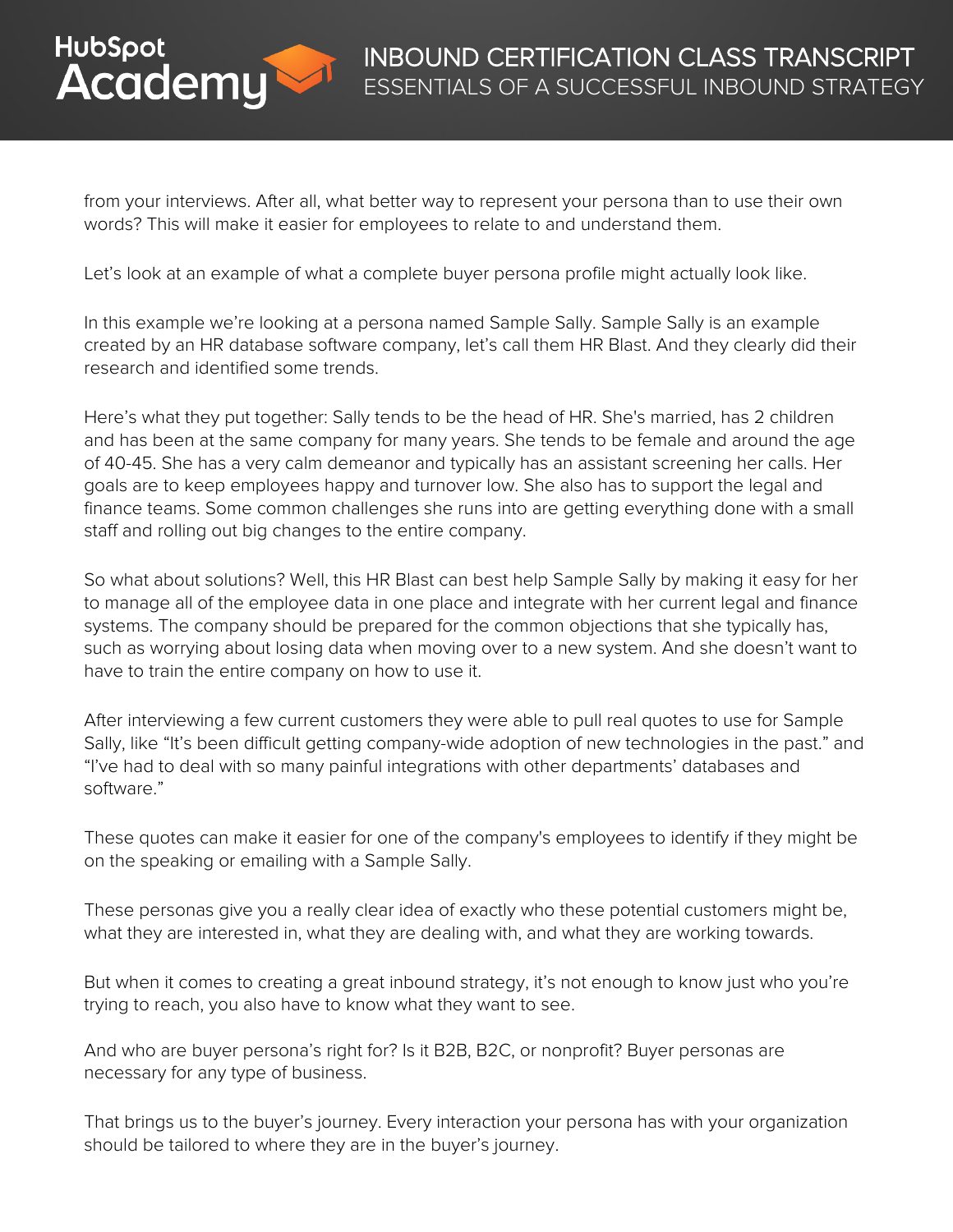from your interviews. After all, what better way to represent your persona than to use their own words? This will make it easier for employees to relate to and understand them.

Let's look at an example of what a complete buyer persona profile might actually look like.

In this example we're looking at a persona named Sample Sally. Sample Sally is an example created by an HR database software company, let's call them HR Blast. And they clearly did their research and identified some trends.

Here's what they put together: Sally tends to be the head of HR. She's married, has 2 children and has been at the same company for many years. She tends to be female and around the age of 40-45. She has a very calm demeanor and typically has an assistant screening her calls. Her goals are to keep employees happy and turnover low. She also has to support the legal and finance teams. Some common challenges she runs into are getting everything done with a small staff and rolling out big changes to the entire company.

So what about solutions? Well, this HR Blast can best help Sample Sally by making it easy for her to manage all of the employee data in one place and integrate with her current legal and finance systems. The company should be prepared for the common objections that she typically has, such as worrying about losing data when moving over to a new system. And she doesn't want to have to train the entire company on how to use it.

After interviewing a few current customers they were able to pull real quotes to use for Sample Sally, like "It's been difficult getting company-wide adoption of new technologies in the past." and "I've had to deal with so many painful integrations with other departments' databases and software."

These quotes can make it easier for one of the company's employees to identify if they might be on the speaking or emailing with a Sample Sally.

These personas give you a really clear idea of exactly who these potential customers might be, what they are interested in, what they are dealing with, and what they are working towards.

But when it comes to creating a great inbound strategy, it's not enough to know just who you're trying to reach, you also have to know what they want to see.

And who are buyer persona's right for? Is it B2B, B2C, or nonprofit? Buyer personas are necessary for any type of business.

That brings us to the buyer's journey. Every interaction your persona has with your organization should be tailored to where they are in the buyer's journey.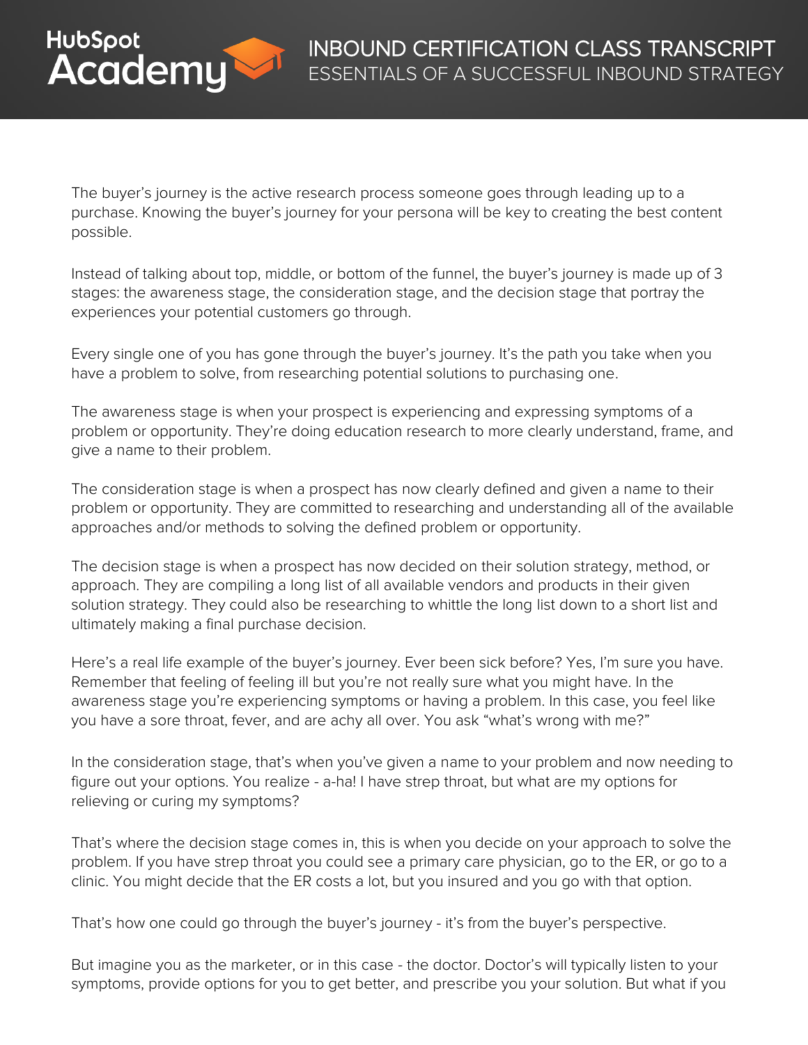The buyer's journey is the active research process someone goes through leading up to a purchase. Knowing the buyer's journey for your persona will be key to creating the best content possible.

Instead of talking about top, middle, or bottom of the funnel, the buyer's journey is made up of 3 stages: the awareness stage, the consideration stage, and the decision stage that portray the experiences your potential customers go through.

Every single one of you has gone through the buyer's journey. It's the path you take when you have a problem to solve, from researching potential solutions to purchasing one.

The awareness stage is when your prospect is experiencing and expressing symptoms of a problem or opportunity. They're doing education research to more clearly understand, frame, and give a name to their problem.

The consideration stage is when a prospect has now clearly defined and given a name to their problem or opportunity. They are committed to researching and understanding all of the available approaches and/or methods to solving the defined problem or opportunity.

The decision stage is when a prospect has now decided on their solution strategy, method, or approach. They are compiling a long list of all available vendors and products in their given solution strategy. They could also be researching to whittle the long list down to a short list and ultimately making a final purchase decision.

Here's a real life example of the buyer's journey. Ever been sick before? Yes, I'm sure you have. Remember that feeling of feeling ill but you're not really sure what you might have. In the awareness stage you're experiencing symptoms or having a problem. In this case, you feel like you have a sore throat, fever, and are achy all over. You ask "what's wrong with me?"

In the consideration stage, that's when you've given a name to your problem and now needing to figure out your options. You realize - a-ha! I have strep throat, but what are my options for relieving or curing my symptoms?

That's where the decision stage comes in, this is when you decide on your approach to solve the problem. If you have strep throat you could see a primary care physician, go to the ER, or go to a clinic. You might decide that the ER costs a lot, but you insured and you go with that option.

That's how one could go through the buyer's journey - it's from the buyer's perspective.

But imagine you as the marketer, or in this case - the doctor. Doctor's will typically listen to your symptoms, provide options for you to get better, and prescribe you your solution. But what if you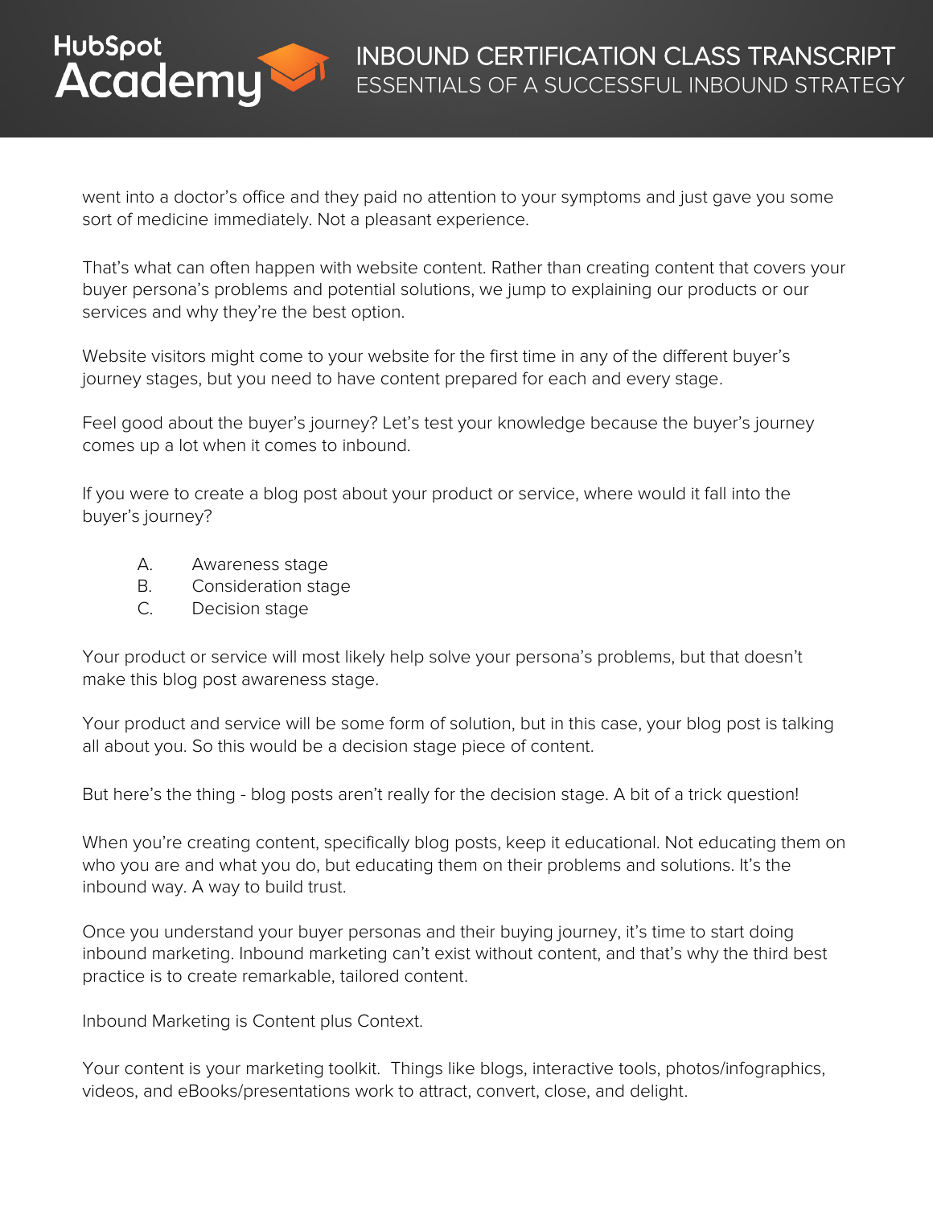went into a doctor's office and they paid no attention to your symptoms and just gave you some sort of medicine immediately. Not a pleasant experience.

That's what can often happen with website content. Rather than creating content that covers your buyer persona's problems and potential solutions, we jump to explaining our products or our services and why they're the best option.

Website visitors might come to your website for the first time in any of the different buyer's journey stages, but you need to have content prepared for each and every stage.

Feel good about the buyer's journey? Let's test your knowledge because the buyer's journey comes up a lot when it comes to inbound.

If you were to create a blog post about your product or service, where would it fall into the buyer's journey?

A. Awareness stage
B. Consideration stage
C. Decision stage

Your product or service will most likely help solve your persona's problems, but that doesn't make this blog post awareness stage.

Your product and service will be some form of solution, but in this case, your blog post is talking all about you. So this would be a decision stage piece of content.

But here's the thing - blog posts aren't really for the decision stage. A bit of a trick question!

When you're creating content, specifically blog posts, keep it educational. Not educating them on who you are and what you do, but educating them on their problems and solutions. It's the inbound way. A way to build trust.

Once you understand your buyer personas and their buying journey, it's time to start doing inbound marketing. Inbound marketing can't exist without content, and that's why the third best practice is to create remarkable, tailored content.

Inbound Marketing is Content plus Context.

Your content is your marketing toolkit. Things like blogs, interactive tools, photos/infographics, videos, and eBooks/presentations work to attract, convert, close, and delight.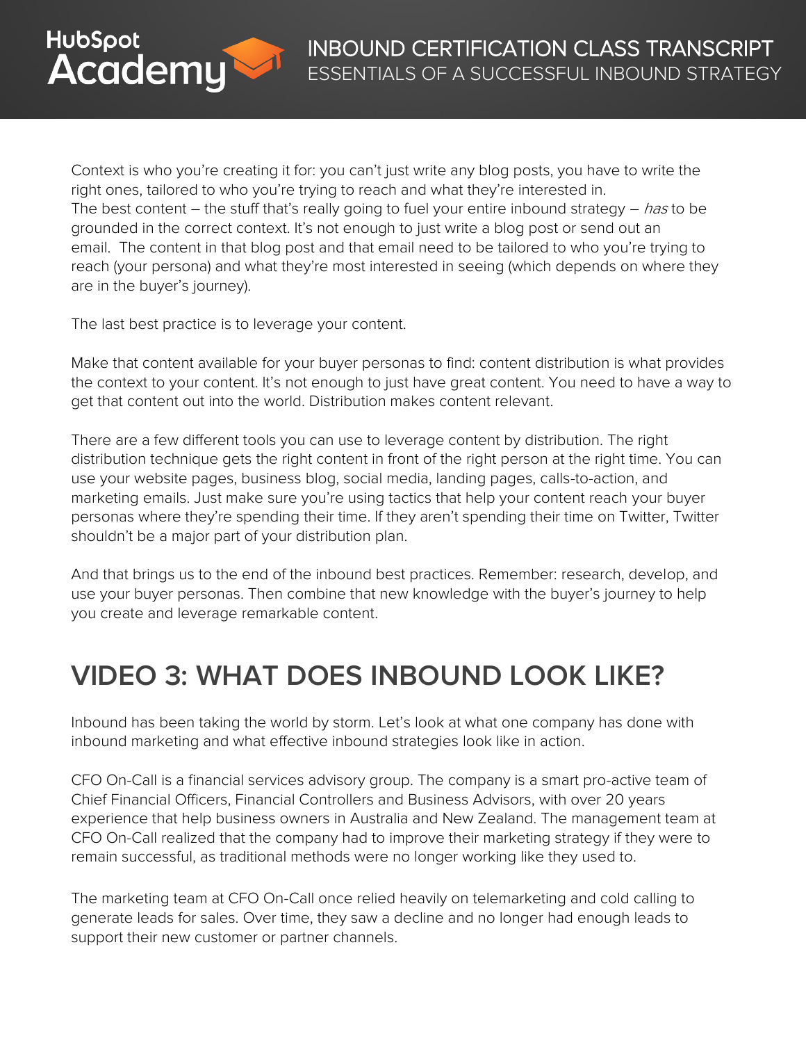Context is who you're creating it for: you can't just write any blog posts, you have to write the right ones, tailored to who you're trying to reach and what they're interested in.
The best content – the stuff that's really going to fuel your entire inbound strategy – *has* to be grounded in the correct context. It's not enough to just write a blog post or send out an email. The content in that blog post and that email need to be tailored to who you're trying to reach (your persona) and what they're most interested in seeing (which depends on where they are in the buyer's journey).

The last best practice is to leverage your content.

Make that content available for your buyer personas to find: content distribution is what provides the context to your content. It's not enough to just have great content. You need to have a way to get that content out into the world. Distribution makes content relevant.

There are a few different tools you can use to leverage content by distribution. The right distribution technique gets the right content in front of the right person at the right time. You can use your website pages, business blog, social media, landing pages, calls-to-action, and marketing emails. Just make sure you're using tactics that help your content reach your buyer personas where they're spending their time. If they aren't spending their time on Twitter, Twitter shouldn't be a major part of your distribution plan.

And that brings us to the end of the inbound best practices. Remember: research, develop, and use your buyer personas. Then combine that new knowledge with the buyer's journey to help you create and leverage remarkable content.

## VIDEO 3: WHAT DOES INBOUND LOOK LIKE?

Inbound has been taking the world by storm. Let's look at what one company has done with inbound marketing and what effective inbound strategies look like in action.

CFO On-Call is a financial services advisory group. The company is a smart pro-active team of Chief Financial Officers, Financial Controllers and Business Advisors, with over 20 years experience that help business owners in Australia and New Zealand. The management team at CFO On-Call realized that the company had to improve their marketing strategy if they were to remain successful, as traditional methods were no longer working like they used to.

The marketing team at CFO On-Call once relied heavily on telemarketing and cold calling to generate leads for sales. Over time, they saw a decline and no longer had enough leads to support their new customer or partner channels.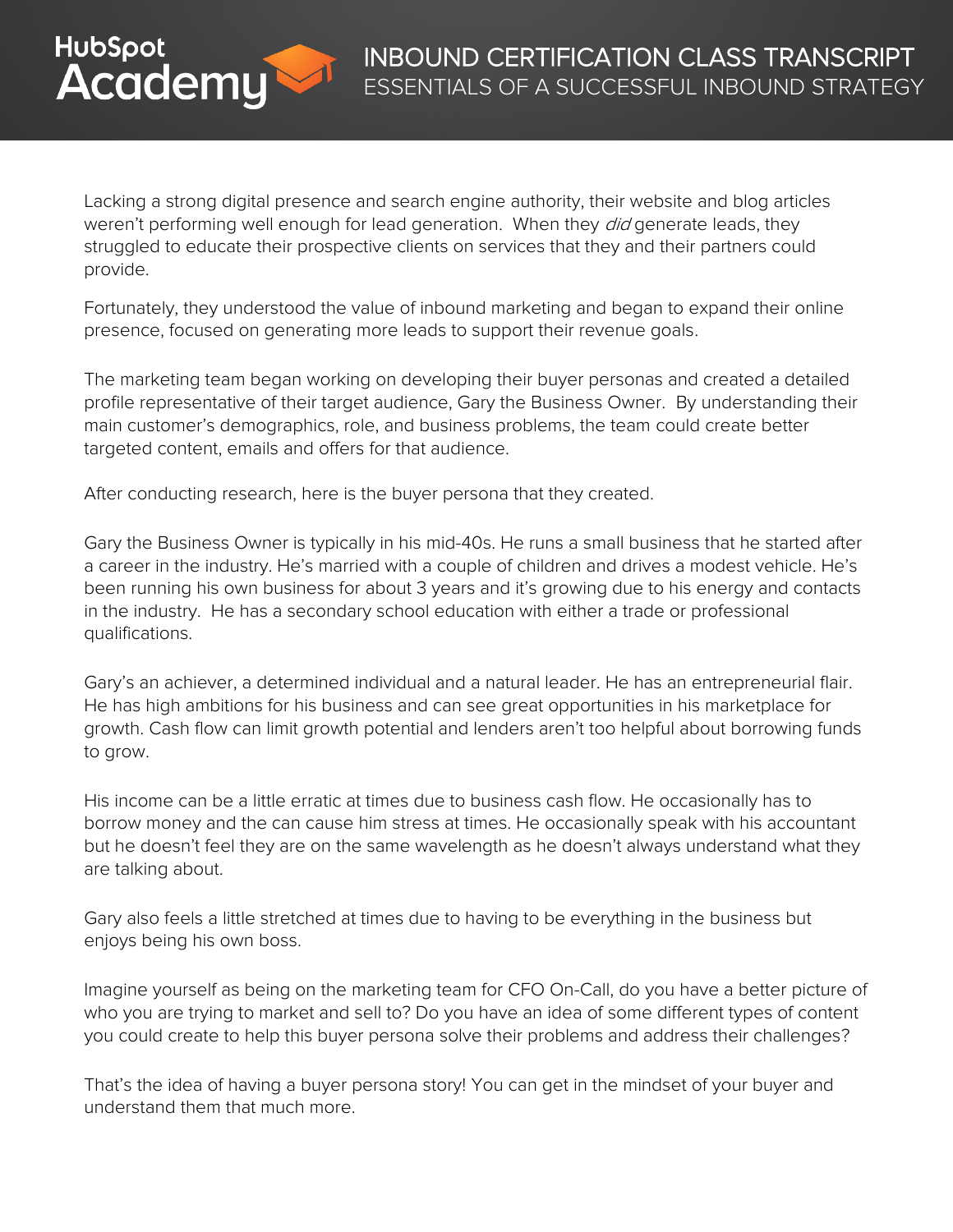Lacking a strong digital presence and search engine authority, their website and blog articles weren't performing well enough for lead generation.  When they *did* generate leads, they struggled to educate their prospective clients on services that they and their partners could provide.

Fortunately, they understood the value of inbound marketing and began to expand their online presence, focused on generating more leads to support their revenue goals.

The marketing team began working on developing their buyer personas and created a detailed profile representative of their target audience, Gary the Business Owner.  By understanding their main customer's demographics, role, and business problems, the team could create better targeted content, emails and offers for that audience.

After conducting research, here is the buyer persona that they created.

Gary the Business Owner is typically in his mid-40s. He runs a small business that he started after a career in the industry. He's married with a couple of children and drives a modest vehicle. He's been running his own business for about 3 years and it's growing due to his energy and contacts in the industry.  He has a secondary school education with either a trade or professional qualifications.

Gary's an achiever, a determined individual and a natural leader. He has an entrepreneurial flair. He has high ambitions for his business and can see great opportunities in his marketplace for growth. Cash flow can limit growth potential and lenders aren't too helpful about borrowing funds to grow.

His income can be a little erratic at times due to business cash flow. He occasionally has to borrow money and the can cause him stress at times. He occasionally speak with his accountant but he doesn't feel they are on the same wavelength as he doesn't always understand what they are talking about.

Gary also feels a little stretched at times due to having to be everything in the business but enjoys being his own boss.

Imagine yourself as being on the marketing team for CFO On-Call, do you have a better picture of who you are trying to market and sell to? Do you have an idea of some different types of content you could create to help this buyer persona solve their problems and address their challenges?

That's the idea of having a buyer persona story! You can get in the mindset of your buyer and understand them that much more.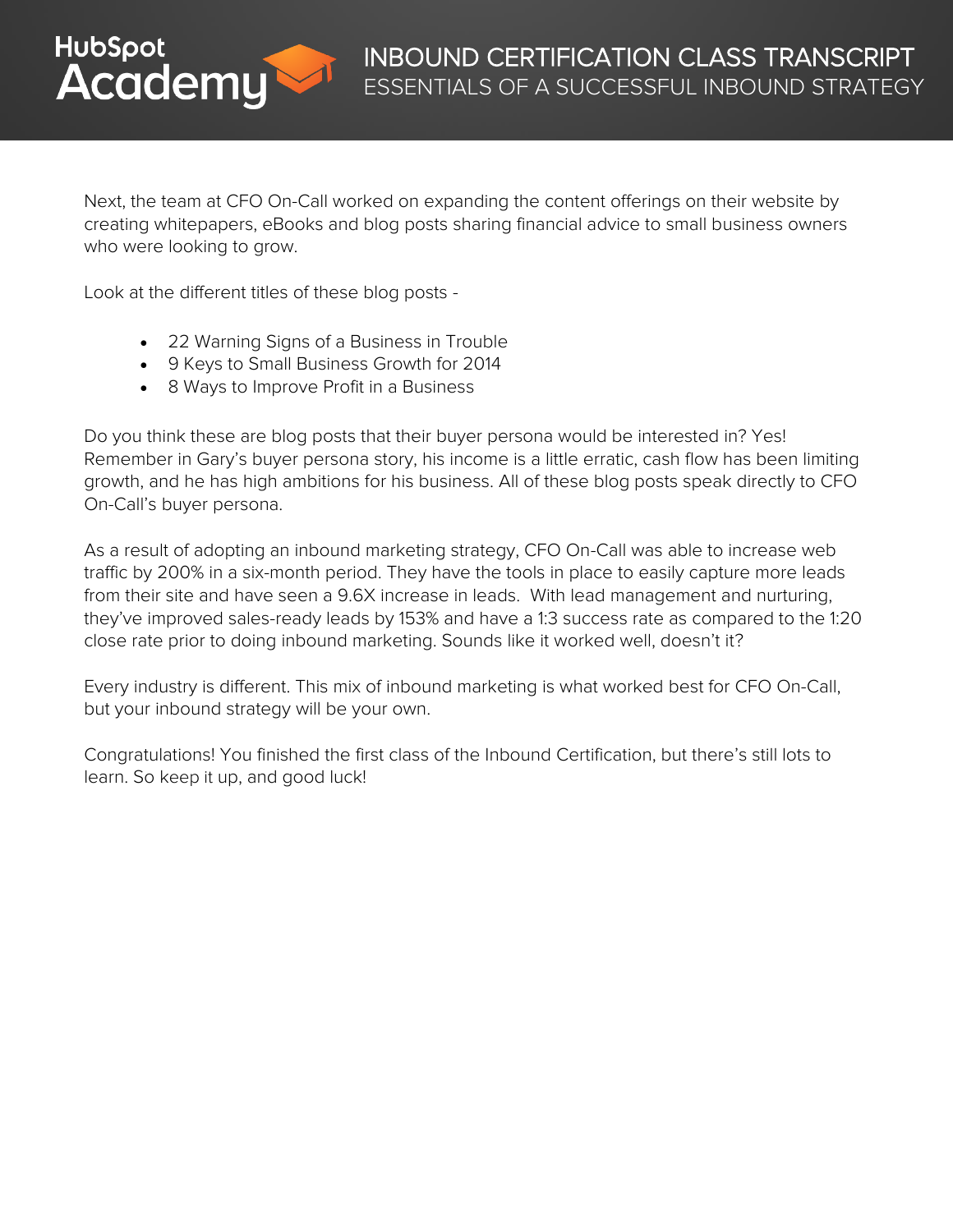Next, the team at CFO On-Call worked on expanding the content offerings on their website by creating whitepapers, eBooks and blog posts sharing financial advice to small business owners who were looking to grow.

Look at the different titles of these blog posts -

- 22 Warning Signs of a Business in Trouble
- 9 Keys to Small Business Growth for 2014
- 8 Ways to Improve Profit in a Business

Do you think these are blog posts that their buyer persona would be interested in? Yes! Remember in Gary's buyer persona story, his income is a little erratic, cash flow has been limiting growth, and he has high ambitions for his business. All of these blog posts speak directly to CFO On-Call's buyer persona.

As a result of adopting an inbound marketing strategy, CFO On-Call was able to increase web traffic by 200% in a six-month period. They have the tools in place to easily capture more leads from their site and have seen a 9.6X increase in leads. With lead management and nurturing, they've improved sales-ready leads by 153% and have a 1:3 success rate as compared to the 1:20 close rate prior to doing inbound marketing. Sounds like it worked well, doesn't it?

Every industry is different. This mix of inbound marketing is what worked best for CFO On-Call, but your inbound strategy will be your own.

Congratulations! You finished the first class of the Inbound Certification, but there's still lots to learn. So keep it up, and good luck!